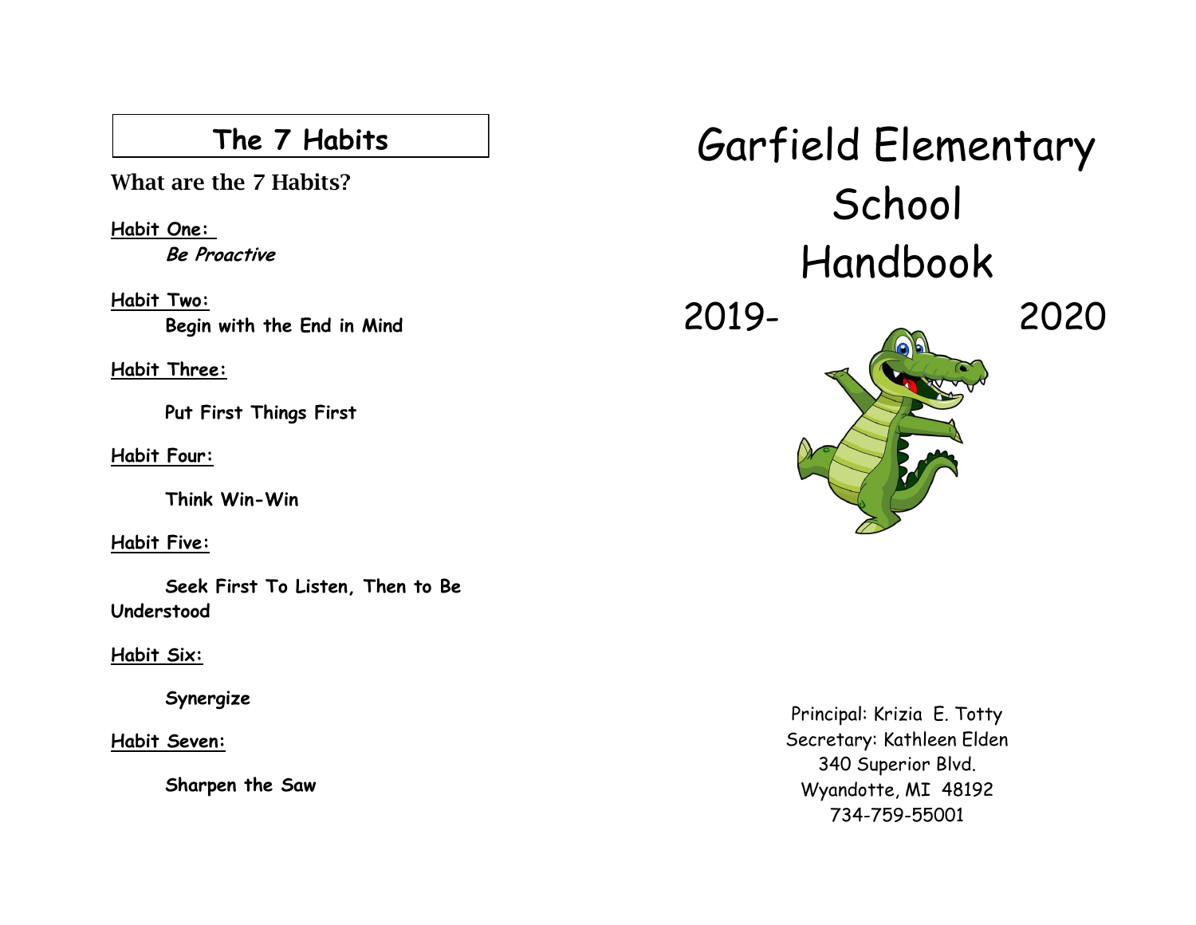## The 7 Habits

### What are the 7 Habits?

**Habit One:**

***Be Proactive***

**Habit Two:**

**Begin with the End in Mind**

**Habit Three:**

**Put First Things First**

**Habit Four:**

**Think Win-Win**

**Habit Five:**

**Seek First To Listen, Then to Be Understood**

**Habit Six:**

**Synergize**

**Habit Seven:**

**Sharpen the Saw**

# Garfield Elementary School Handbook

# 2019- 2020

Principal: Krizia E. Totty
Secretary: Kathleen Elden
340 Superior Blvd.
Wyandotte, MI 48192
734-759-55001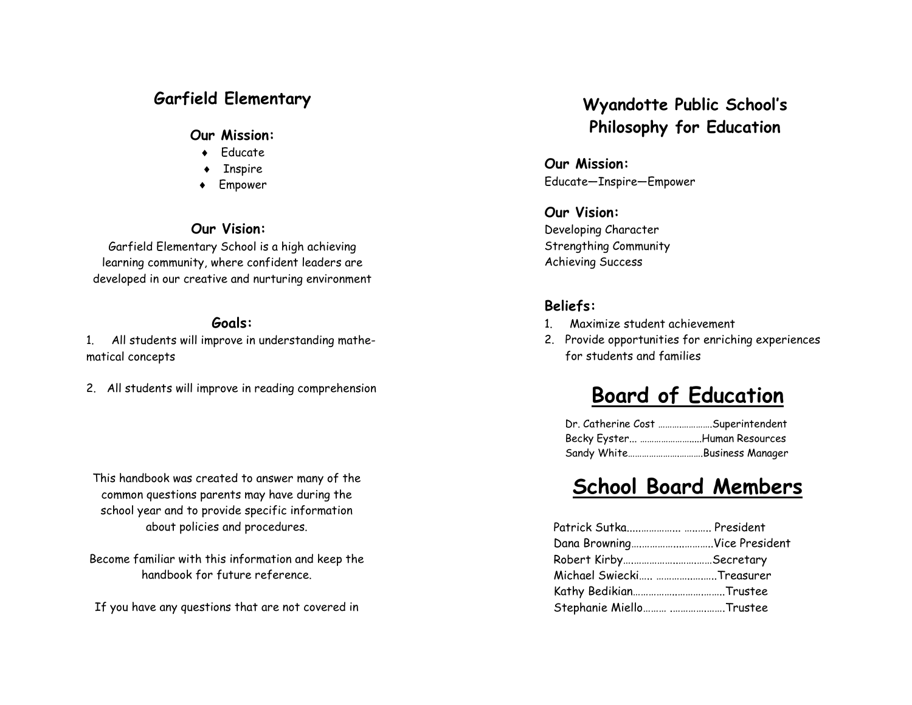## Garfield Elementary

### Our Mission:

- Educate
- Inspire
- Empower

### Our Vision:

Garfield Elementary School is a high achieving learning community, where confident leaders are developed in our creative and nurturing environment

### Goals:

1. All students will improve in understanding mathematical concepts
2. All students will improve in reading comprehension

This handbook was created to answer many of the common questions parents may have during the school year and to provide specific information about policies and procedures.

Become familiar with this information and keep the handbook for future reference.

If you have any questions that are not covered in

## Wyandotte Public School's Philosophy for Education

### Our Mission:

Educate—Inspire—Empower

### Our Vision:

Developing Character
Strengthing Community
Achieving Success

### Beliefs:

1. Maximize student achievement
2. Provide opportunities for enriching experiences for students and families

## Board of Education

Dr. Catherine Cost ………………….Superintendent
Becky Eyster… …………………….Human Resources
Sandy White…………………………Business Manager

## School Board Members

Patrick Sutka……………… ………. President
Dana Browning…………………………Vice President
Robert Kirby……………………………Secretary
Michael Swiecki….. …………………..Treasurer
Kathy Bedikian…………………………….Trustee
Stephanie Miello……… …………………Trustee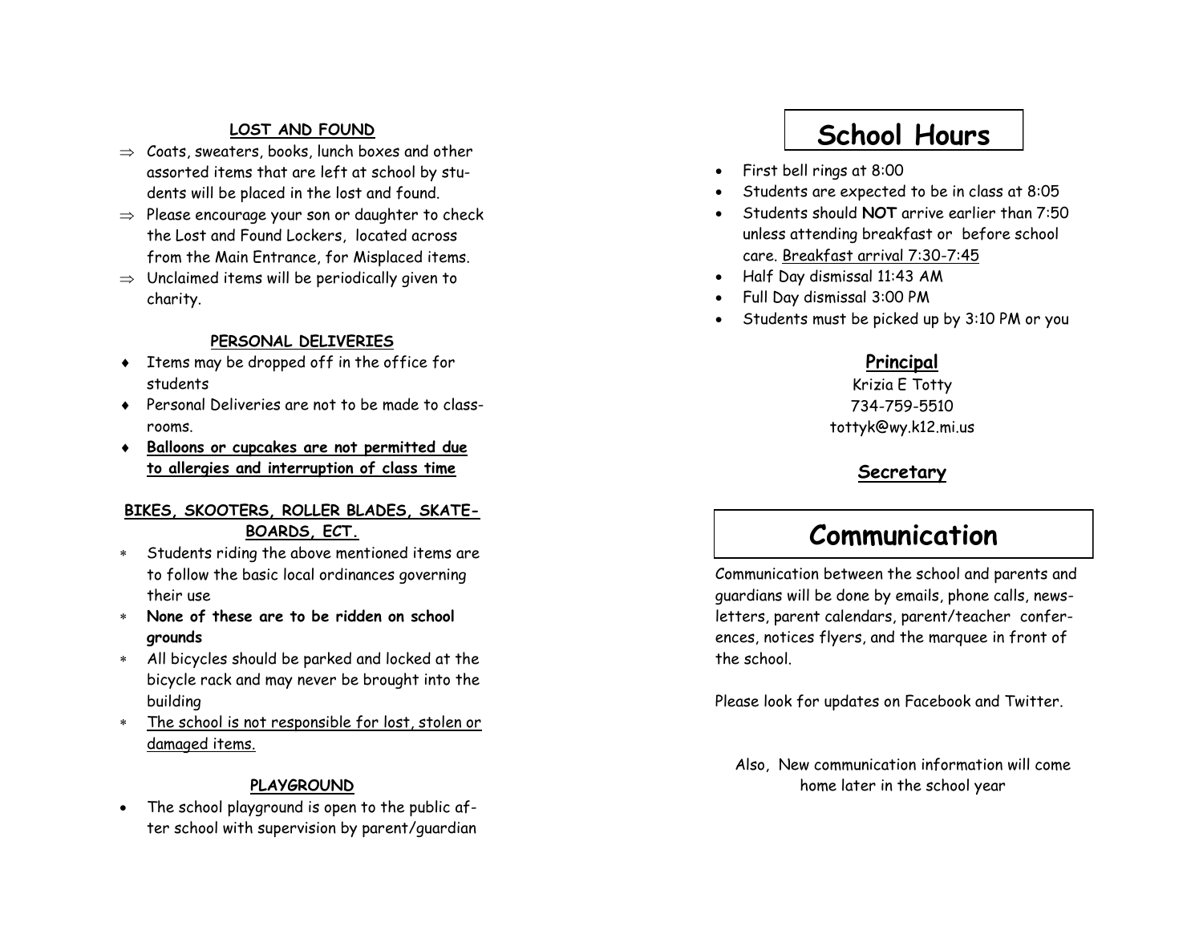### LOST AND FOUND

- ⇒ Coats, sweaters, books, lunch boxes and other assorted items that are left at school by students will be placed in the lost and found.
- ⇒ Please encourage your son or daughter to check the Lost and Found Lockers, located across from the Main Entrance, for Misplaced items.
- ⇒ Unclaimed items will be periodically given to charity.

### PERSONAL DELIVERIES

- ♦ Items may be dropped off in the office for students
- ♦ Personal Deliveries are not to be made to classrooms.
- ♦ **Balloons or cupcakes are not permitted due to allergies and interruption of class time**

### BIKES, SKOOTERS, ROLLER BLADES, SKATEBOARDS, ECT.

- * Students riding the above mentioned items are to follow the basic local ordinances governing their use
- * **None of these are to be ridden on school grounds**
- * All bicycles should be parked and locked at the bicycle rack and may never be brought into the building
- * The school is not responsible for lost, stolen or damaged items.

### PLAYGROUND

- The school playground is open to the public after school with supervision by parent/guardian

# School Hours

- First bell rings at 8:00
- Students are expected to be in class at 8:05
- Students should **NOT** arrive earlier than 7:50 unless attending breakfast or before school care. Breakfast arrival 7:30-7:45
- Half Day dismissal 11:43 AM
- Full Day dismissal 3:00 PM
- Students must be picked up by 3:10 PM or you

## Principal

Krizia E Totty
734-759-5510
tottyk@wy.k12.mi.us

## Secretary

# Communication

Communication between the school and parents and guardians will be done by emails, phone calls, newsletters, parent calendars, parent/teacher conferences, notices flyers, and the marquee in front of the school.

Please look for updates on Facebook and Twitter.

Also, New communication information will come home later in the school year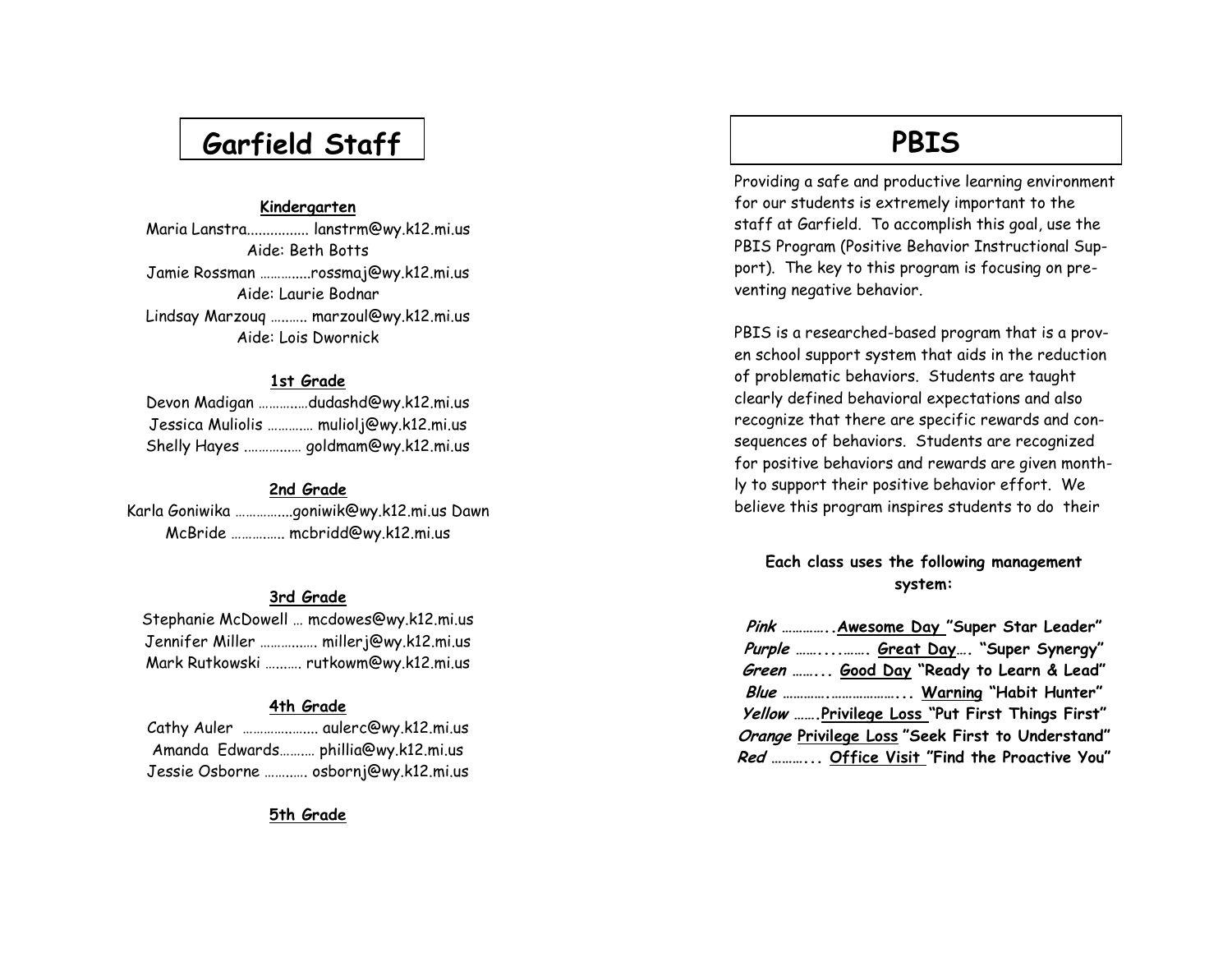# Garfield Staff

**Kindergarten**

Maria Lanstra................ lanstrm@wy.k12.mi.us
Aide: Beth Botts
Jamie Rossman …………..rossmaj@wy.k12.mi.us
Aide: Laurie Bodnar
Lindsay Marzouq ………. marzoul@wy.k12.mi.us
Aide: Lois Dwornick

**1st Grade**

Devon Madigan …………..dudashd@wy.k12.mi.us
Jessica Muliolis …………. muliolj@wy.k12.mi.us
Shelly Hayes ……………. goldmam@wy.k12.mi.us

**2nd Grade**

Karla Goniwika …………….goniwik@wy.k12.mi.us Dawn McBride …………… mcbridd@wy.k12.mi.us

**3rd Grade**

Stephanie McDowell … mcdowes@wy.k12.mi.us
Jennifer Miller ……………. millerj@wy.k12.mi.us
Mark Rutkowski ………. rutkowm@wy.k12.mi.us

**4th Grade**

Cathy Auler ………………… aulerc@wy.k12.mi.us
Amanda Edwards………. phillia@wy.k12.mi.us
Jessie Osborne ………… osbornj@wy.k12.mi.us

**5th Grade**

# PBIS

Providing a safe and productive learning environment for our students is extremely important to the staff at Garfield. To accomplish this goal, use the PBIS Program (Positive Behavior Instructional Support). The key to this program is focusing on preventing negative behavior.

PBIS is a researched-based program that is a proven school support system that aids in the reduction of problematic behaviors. Students are taught clearly defined behavioral expectations and also recognize that there are specific rewards and consequences of behaviors. Students are recognized for positive behaviors and rewards are given monthly to support their positive behavior effort. We believe this program inspires students to do their

**Each class uses the following management system:**

***Pink*** **…………..Awesome Day "Super Star Leader"**
***Purple*** **……...……. Great Day…. "Super Synergy"**
***Green*** **……... Good Day "Ready to Learn & Lead"**
***Blue*** **…………..………………... Warning "Habit Hunter"**
***Yellow*** **…….Privilege Loss "Put First Things First"**
***Orange*** **Privilege Loss "Seek First to Understand"**
***Red*** **………... Office Visit "Find the Proactive You"**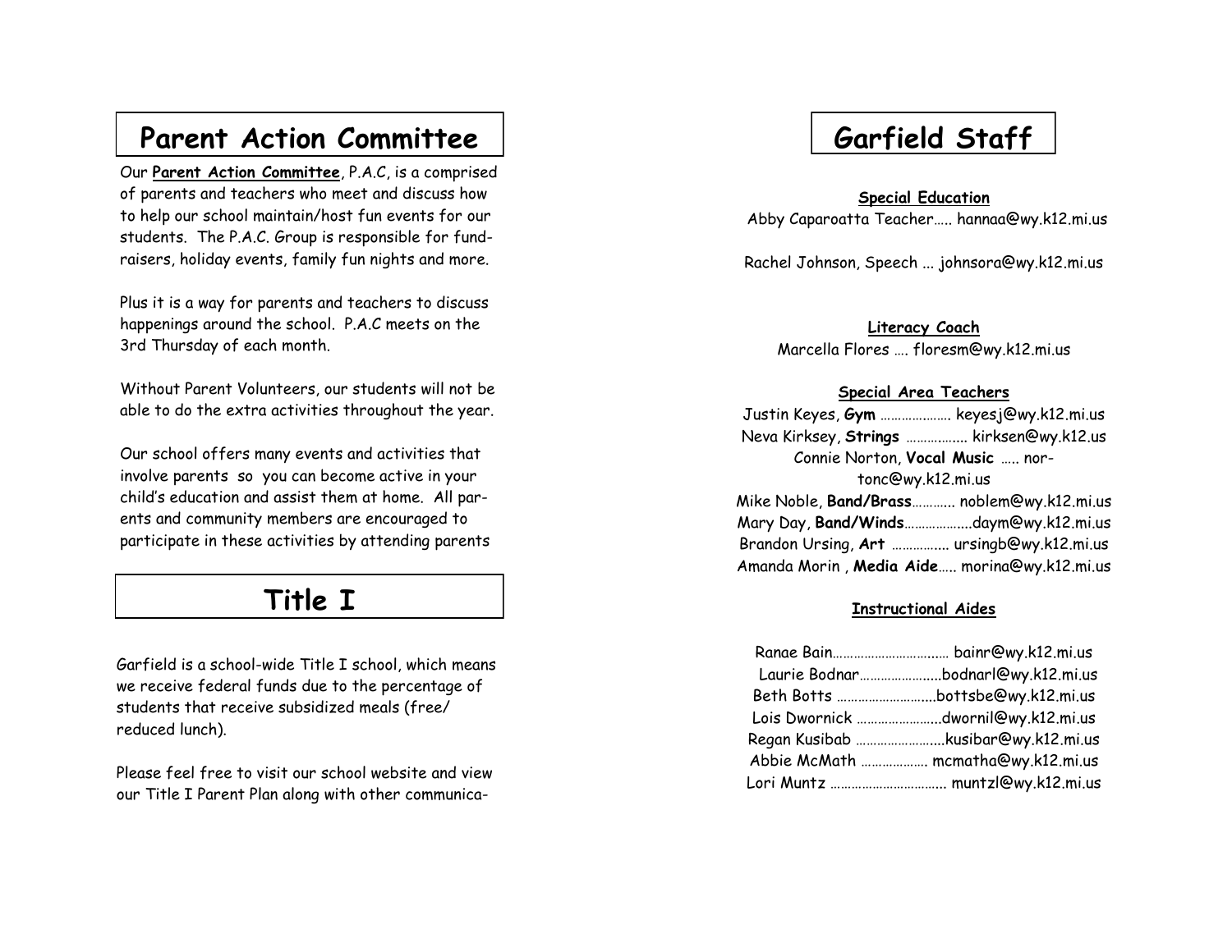## Parent Action Committee

Our **Parent Action Committee**, P.A.C, is a comprised of parents and teachers who meet and discuss how to help our school maintain/host fun events for our students. The P.A.C. Group is responsible for fund-raisers, holiday events, family fun nights and more.

Plus it is a way for parents and teachers to discuss happenings around the school. P.A.C meets on the 3rd Thursday of each month.

Without Parent Volunteers, our students will not be able to do the extra activities throughout the year.

Our school offers many events and activities that involve parents so you can become active in your child's education and assist them at home. All parents and community members are encouraged to participate in these activities by attending parents

## Title I

Garfield is a school-wide Title I school, which means we receive federal funds due to the percentage of students that receive subsidized meals (free/reduced lunch).

Please feel free to visit our school website and view our Title I Parent Plan along with other communica-

## Garfield Staff

**Special Education**

Abby Caparoatta Teacher….. hannaa@wy.k12.mi.us

Rachel Johnson, Speech ... johnsora@wy.k12.mi.us

**Literacy Coach**

Marcella Flores …. floresm@wy.k12.mi.us

**Special Area Teachers**

Justin Keyes, **Gym** ……………….. keyesj@wy.k12.mi.us
Neva Kirksey, **Strings** …………….. kirksen@wy.k12.us
Connie Norton, **Vocal Music** ….. nortonc@wy.k12.mi.us
Mike Noble, **Band/Brass**……….. noblem@wy.k12.mi.us
Mary Day, **Band/Winds**………………daym@wy.k12.mi.us
Brandon Ursing, **Art** ……………. ursingb@wy.k12.mi.us
Amanda Morin , **Media Aide**….. morina@wy.k12.mi.us

**Instructional Aides**

Ranae Bain………………………….. bainr@wy.k12.mi.us
Laurie Bodnar…………………..bodnarl@wy.k12.mi.us
Beth Botts ……………………..bottsbe@wy.k12.mi.us
Lois Dwornick …………………..dwornil@wy.k12.mi.us
Regan Kusibab ……………………kusibar@wy.k12.mi.us
Abbie McMath ………………. mcmatha@wy.k12.mi.us
Lori Muntz ………………………….. muntzl@wy.k12.mi.us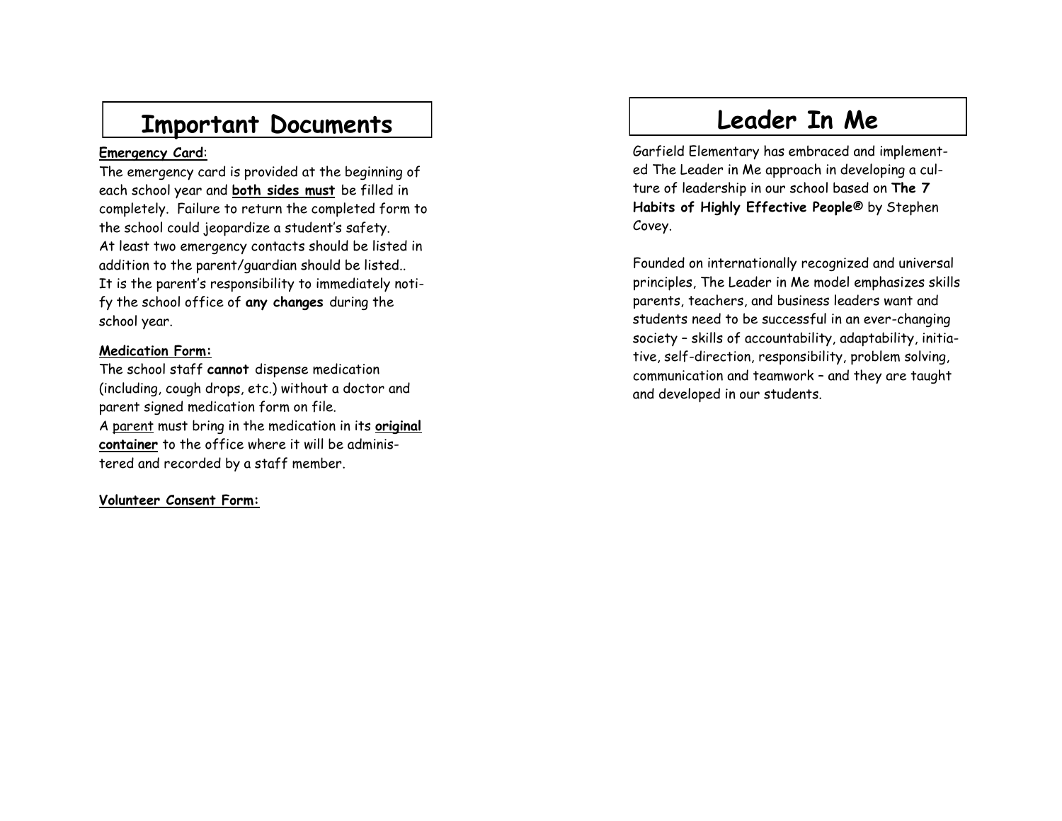# Important Documents

**Emergency Card**:

The emergency card is provided at the beginning of each school year and **both sides must** be filled in completely. Failure to return the completed form to the school could jeopardize a student's safety.
At least two emergency contacts should be listed in addition to the parent/guardian should be listed..
It is the parent's responsibility to immediately notify the school office of **any changes** during the school year.

**Medication Form:**

The school staff **cannot** dispense medication (including, cough drops, etc.) without a doctor and parent signed medication form on file.
A parent must bring in the medication in its **original container** to the office where it will be administered and recorded by a staff member.

**Volunteer Consent Form:**

# Leader In Me

Garfield Elementary has embraced and implemented The Leader in Me approach in developing a culture of leadership in our school based on **The 7 Habits of Highly Effective People®** by Stephen Covey.

Founded on internationally recognized and universal principles, The Leader in Me model emphasizes skills parents, teachers, and business leaders want and students need to be successful in an ever-changing society – skills of accountability, adaptability, initiative, self-direction, responsibility, problem solving, communication and teamwork – and they are taught and developed in our students.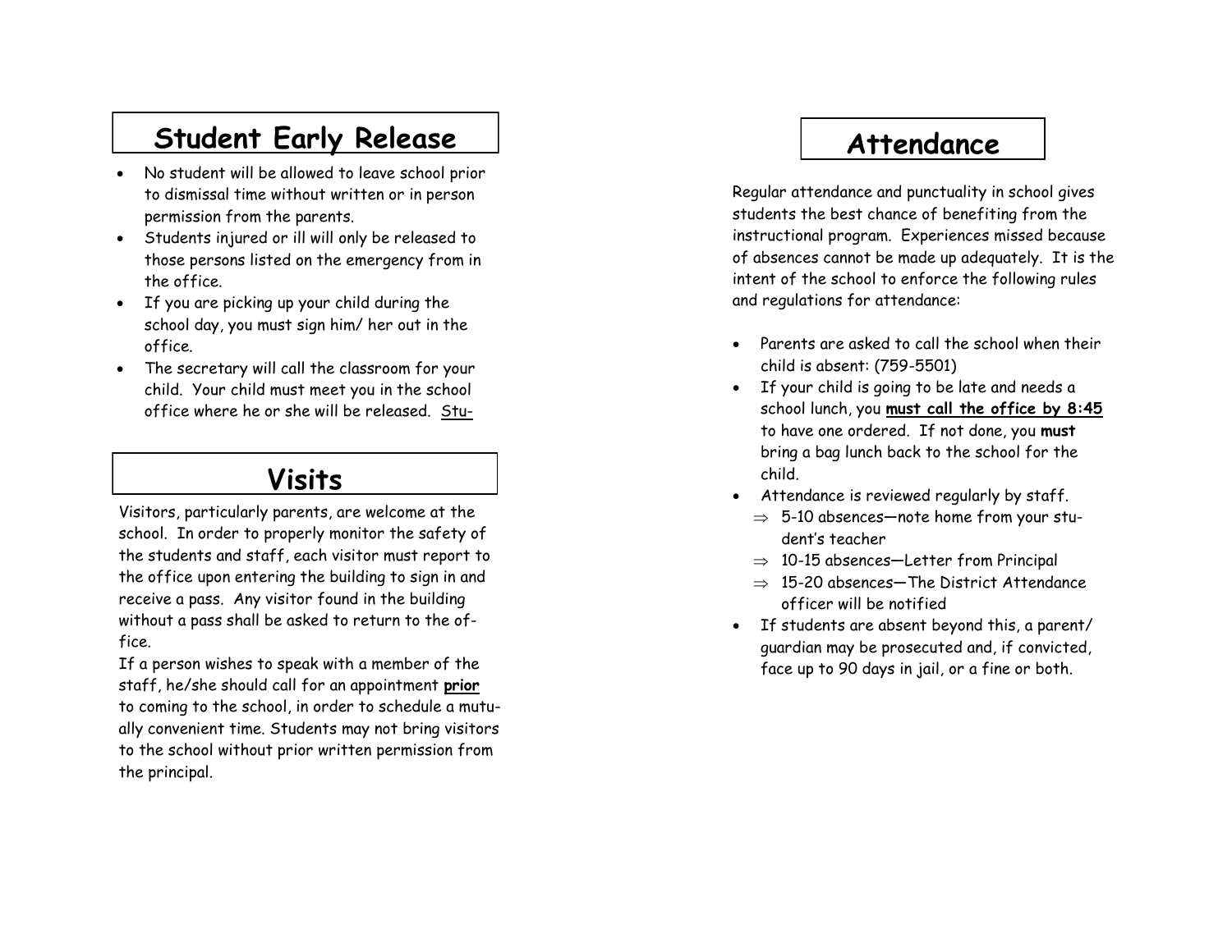# Student Early Release

- No student will be allowed to leave school prior to dismissal time without written or in person permission from the parents.
- Students injured or ill will only be released to those persons listed on the emergency from in the office.
- If you are picking up your child during the school day, you must sign him/ her out in the office.
- The secretary will call the classroom for your child. Your child must meet you in the school office where he or she will be released. Stu-

# Visits

Visitors, particularly parents, are welcome at the school. In order to properly monitor the safety of the students and staff, each visitor must report to the office upon entering the building to sign in and receive a pass. Any visitor found in the building without a pass shall be asked to return to the office.

If a person wishes to speak with a member of the staff, he/she should call for an appointment **prior** to coming to the school, in order to schedule a mutually convenient time. Students may not bring visitors to the school without prior written permission from the principal.

# Attendance

Regular attendance and punctuality in school gives students the best chance of benefiting from the instructional program. Experiences missed because of absences cannot be made up adequately. It is the intent of the school to enforce the following rules and regulations for attendance:

- Parents are asked to call the school when their child is absent: (759-5501)
- If your child is going to be late and needs a school lunch, you **must call the office by 8:45** to have one ordered. If not done, you **must** bring a bag lunch back to the school for the child.
- Attendance is reviewed regularly by staff.
  - ⇒ 5-10 absences—note home from your student's teacher
  - ⇒ 10-15 absences—Letter from Principal
  - ⇒ 15-20 absences—The District Attendance officer will be notified
- If students are absent beyond this, a parent/ guardian may be prosecuted and, if convicted, face up to 90 days in jail, or a fine or both.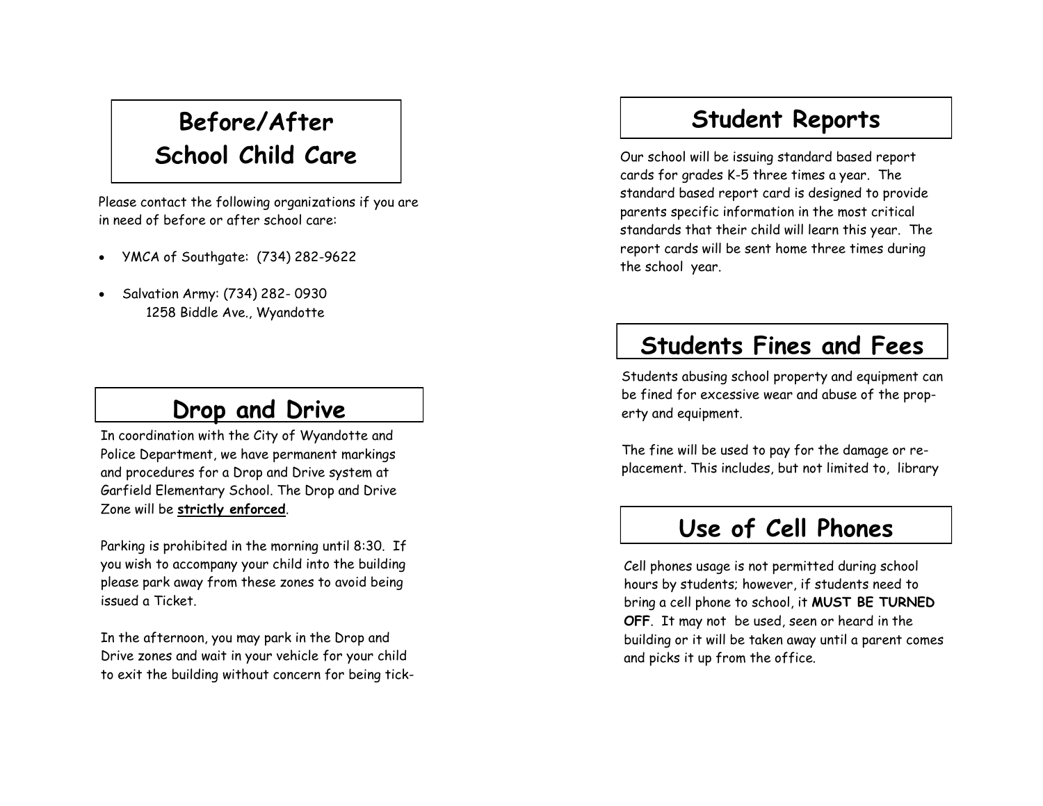## Before/After School Child Care

Please contact the following organizations if you are in need of before or after school care:

- YMCA of Southgate: (734) 282-9622
- Salvation Army: (734) 282- 0930
  1258 Biddle Ave., Wyandotte

## Drop and Drive

In coordination with the City of Wyandotte and Police Department, we have permanent markings and procedures for a Drop and Drive system at Garfield Elementary School. The Drop and Drive Zone will be **strictly enforced**.

Parking is prohibited in the morning until 8:30. If you wish to accompany your child into the building please park away from these zones to avoid being issued a Ticket.

In the afternoon, you may park in the Drop and Drive zones and wait in your vehicle for your child to exit the building without concern for being tick-

## Student Reports

Our school will be issuing standard based report cards for grades K-5 three times a year. The standard based report card is designed to provide parents specific information in the most critical standards that their child will learn this year. The report cards will be sent home three times during the school year.

## Students Fines and Fees

Students abusing school property and equipment can be fined for excessive wear and abuse of the property and equipment.

The fine will be used to pay for the damage or replacement. This includes, but not limited to, library

## Use of Cell Phones

Cell phones usage is not permitted during school hours by students; however, if students need to bring a cell phone to school, it **MUST BE TURNED OFF**. It may not be used, seen or heard in the building or it will be taken away until a parent comes and picks it up from the office.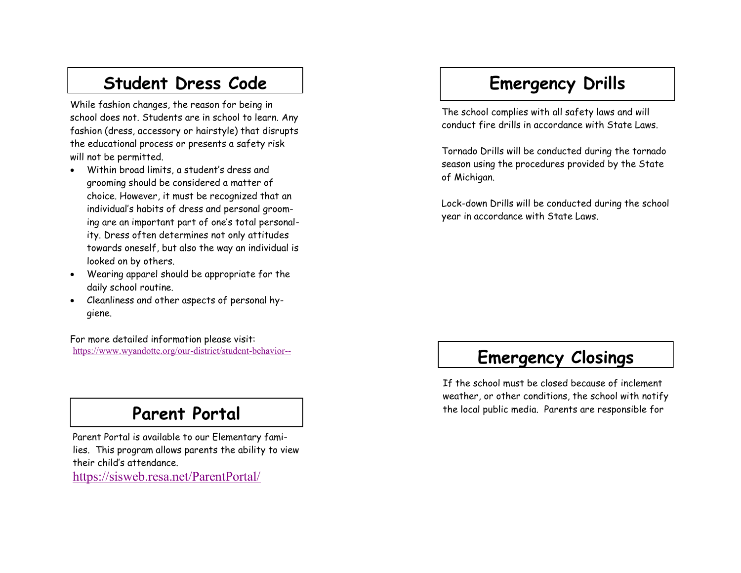## Student Dress Code

While fashion changes, the reason for being in school does not. Students are in school to learn. Any fashion (dress, accessory or hairstyle) that disrupts the educational process or presents a safety risk will not be permitted.

- Within broad limits, a student's dress and grooming should be considered a matter of choice. However, it must be recognized that an individual's habits of dress and personal grooming are an important part of one's total personality. Dress often determines not only attitudes towards oneself, but also the way an individual is looked on by others.
- Wearing apparel should be appropriate for the daily school routine.
- Cleanliness and other aspects of personal hygiene.

For more detailed information please visit:
https://www.wyandotte.org/our-district/student-behavior--

## Parent Portal

Parent Portal is available to our Elementary families. This program allows parents the ability to view their child's attendance.
https://sisweb.resa.net/ParentPortal/

## Emergency Drills

The school complies with all safety laws and will conduct fire drills in accordance with State Laws.

Tornado Drills will be conducted during the tornado season using the procedures provided by the State of Michigan.

Lock-down Drills will be conducted during the school year in accordance with State Laws.

## Emergency Closings

If the school must be closed because of inclement weather, or other conditions, the school with notify the local public media. Parents are responsible for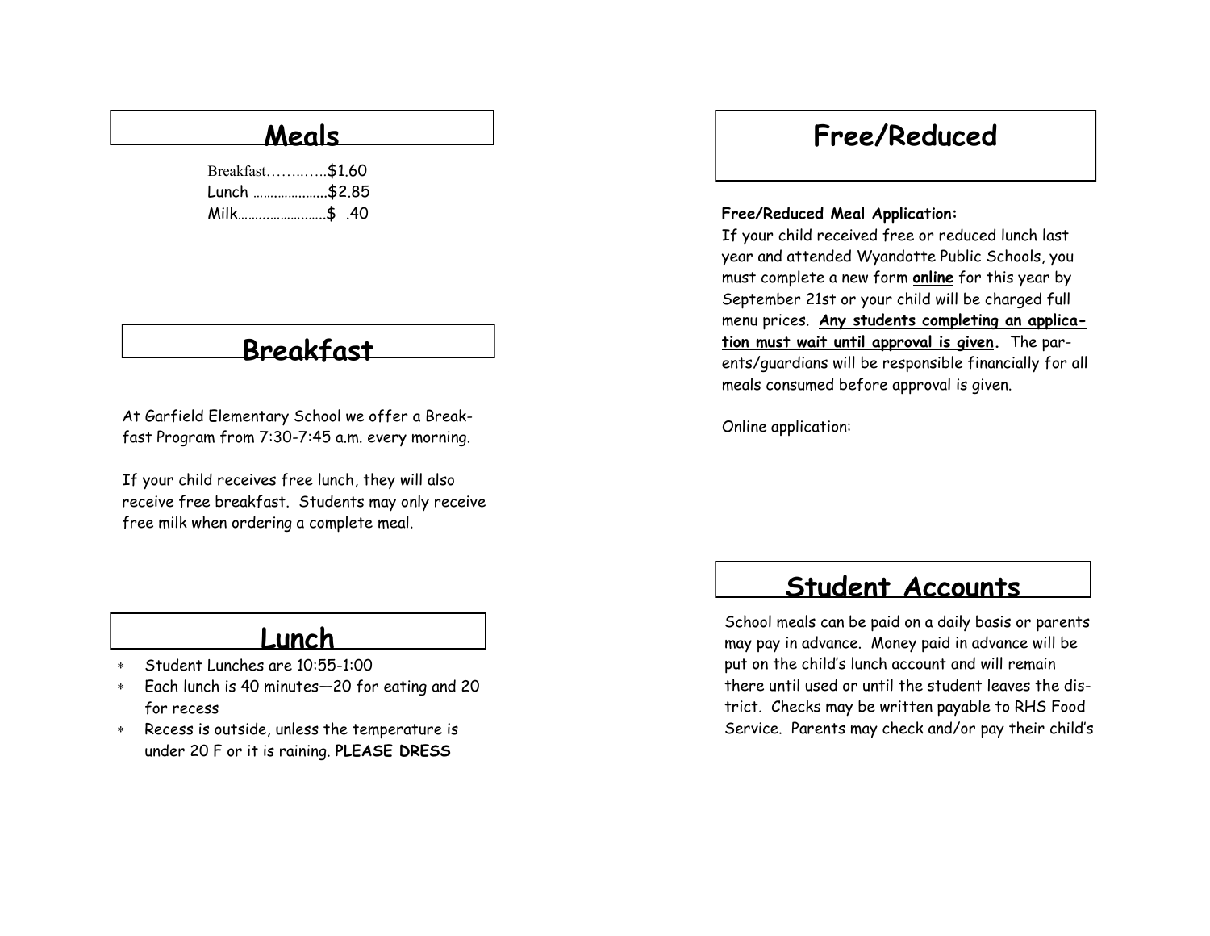## Meals

Breakfast……..…..$1.60
Lunch ………………..$2.85
Milk……………….…..$ .40

## Breakfast

At Garfield Elementary School we offer a Breakfast Program from 7:30-7:45 a.m. every morning.

If your child receives free lunch, they will also receive free breakfast. Students may only receive free milk when ordering a complete meal.

## Lunch

* Student Lunches are 10:55-1:00
* Each lunch is 40 minutes—20 for eating and 20 for recess
* Recess is outside, unless the temperature is under 20 F or it is raining. **PLEASE DRESS**

## Free/Reduced

**Free/Reduced Meal Application:**
If your child received free or reduced lunch last year and attended Wyandotte Public Schools, you must complete a new form **online** for this year by September 21st or your child will be charged full menu prices. **Any students completing an application must wait until approval is given.** The parents/guardians will be responsible financially for all meals consumed before approval is given.

Online application:

## Student Accounts

School meals can be paid on a daily basis or parents may pay in advance. Money paid in advance will be put on the child's lunch account and will remain there until used or until the student leaves the district. Checks may be written payable to RHS Food Service. Parents may check and/or pay their child's